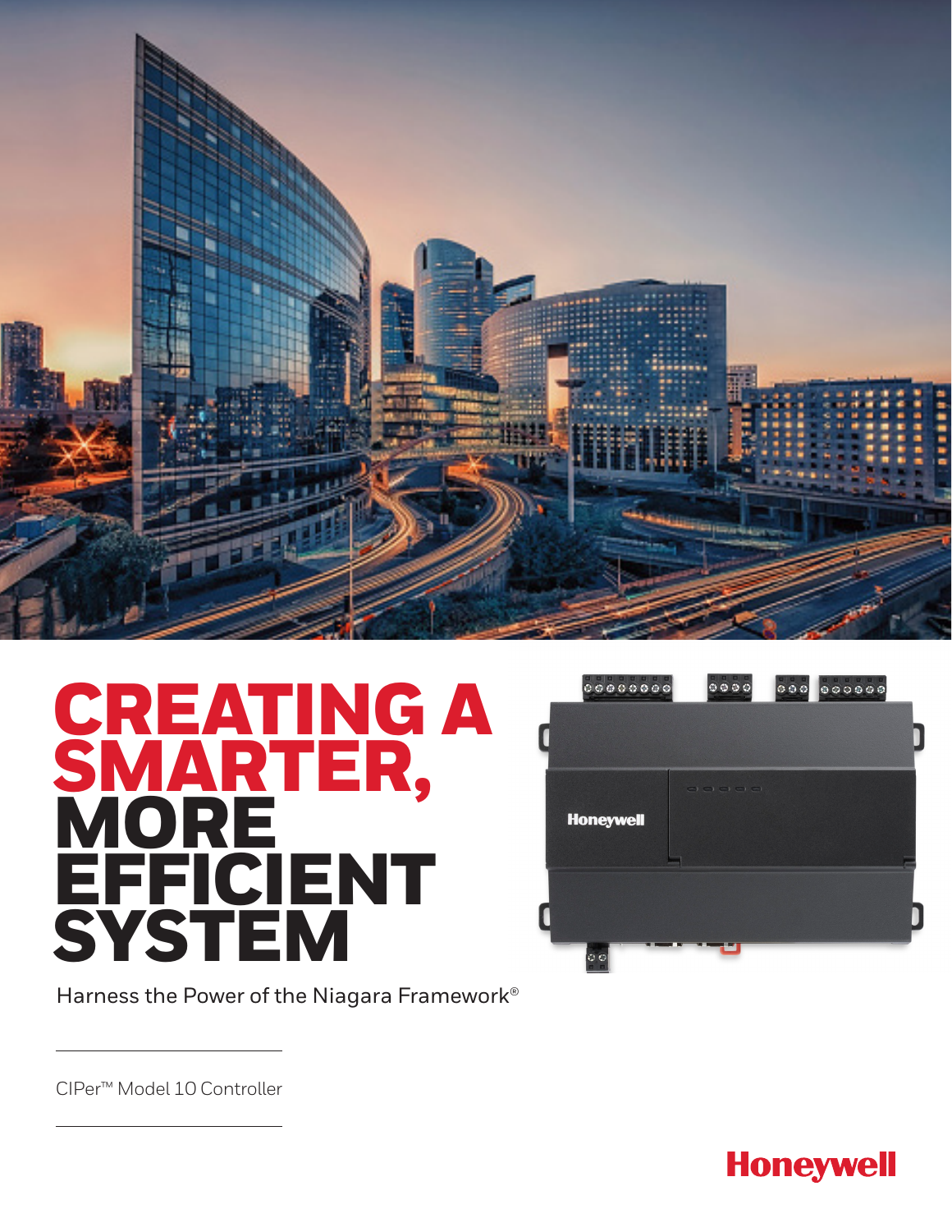# CREATING A SMARTER, MORE EFFICIENT SYSTEM

Harness the Power of the Niagara Framework®

CIPer™ Model 10 Controller

Honeywell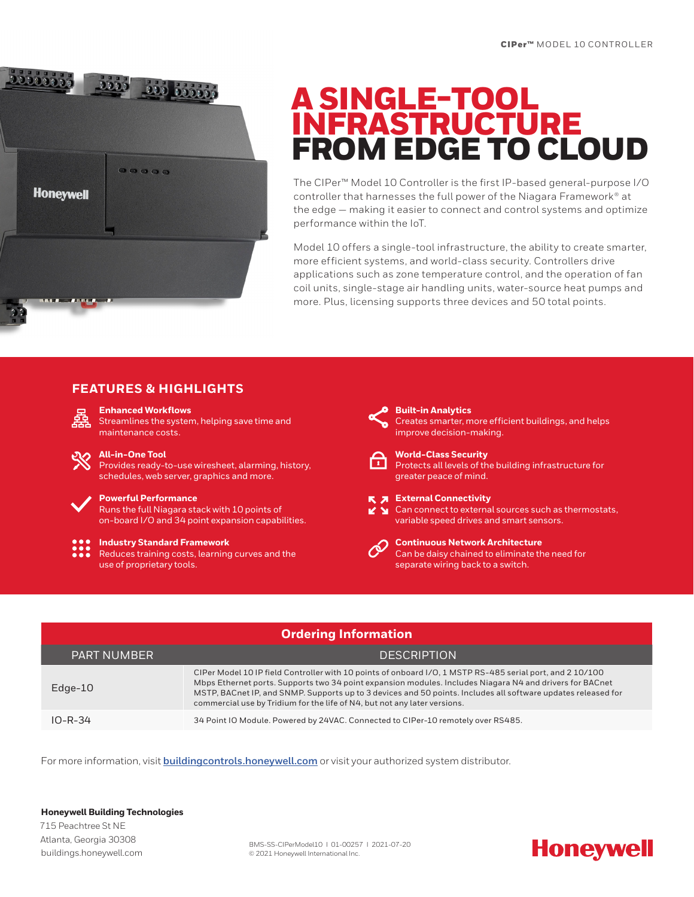# A SINGLE-TOOL INFRASTRUCTURE FROM EDGE TO CLOUD

The CIPer™ Model 10 Controller is the first IP-based general-purpose I/O controller that harnesses the full power of the Niagara Framework® at the edge — making it easier to connect and control systems and optimize performance within the IoT.

Model 10 offers a single-tool infrastructure, the ability to create smarter, more efficient systems, and world-class security. Controllers drive applications such as zone temperature control, and the operation of fan coil units, single-stage air handling units, water-source heat pumps and more. Plus, licensing supports three devices and 50 total points.

## FEATURES & HIGHLIGHTS

**Enhanced Workflows**
Streamlines the system, helping save time and maintenance costs.

**All-in-One Tool**
Provides ready-to-use wiresheet, alarming, history, schedules, web server, graphics and more.

**Powerful Performance**
Runs the full Niagara stack with 10 points of on-board I/O and 34 point expansion capabilities.

**Industry Standard Framework**
Reduces training costs, learning curves and the use of proprietary tools.

**Built-in Analytics**
Creates smarter, more efficient buildings, and helps improve decision-making.

**World-Class Security**
Protects all levels of the building infrastructure for greater peace of mind.

**External Connectivity**
Can connect to external sources such as thermostats, variable speed drives and smart sensors.

**Continuous Network Architecture**
Can be daisy chained to eliminate the need for separate wiring back to a switch.

## Ordering Information

| PART NUMBER | DESCRIPTION |
|---|---|
| Edge-10 | CIPer Model 10 IP field Controller with 10 points of onboard I/O, 1 MSTP RS-485 serial port, and 2 10/100 Mbps Ethernet ports. Supports two 34 point expansion modules. Includes Niagara N4 and drivers for BACnet MSTP, BACnet IP, and SNMP. Supports up to 3 devices and 50 points. Includes all software updates released for commercial use by Tridium for the life of N4, but not any later versions. |
| IO-R-34 | 34 Point IO Module. Powered by 24VAC. Connected to CIPer-10 remotely over RS485. |

For more information, visit [buildingcontrols.honeywell.com](buildingcontrols.honeywell.com) or visit your authorized system distributor.

**Honeywell Building Technologies**
715 Peachtree St NE
Atlanta, Georgia 30308
buildings.honeywell.com

BMS-SS-CIPerModel10 | 01-00257 | 2021-07-20
© 2021 Honeywell International Inc.

Honeywell